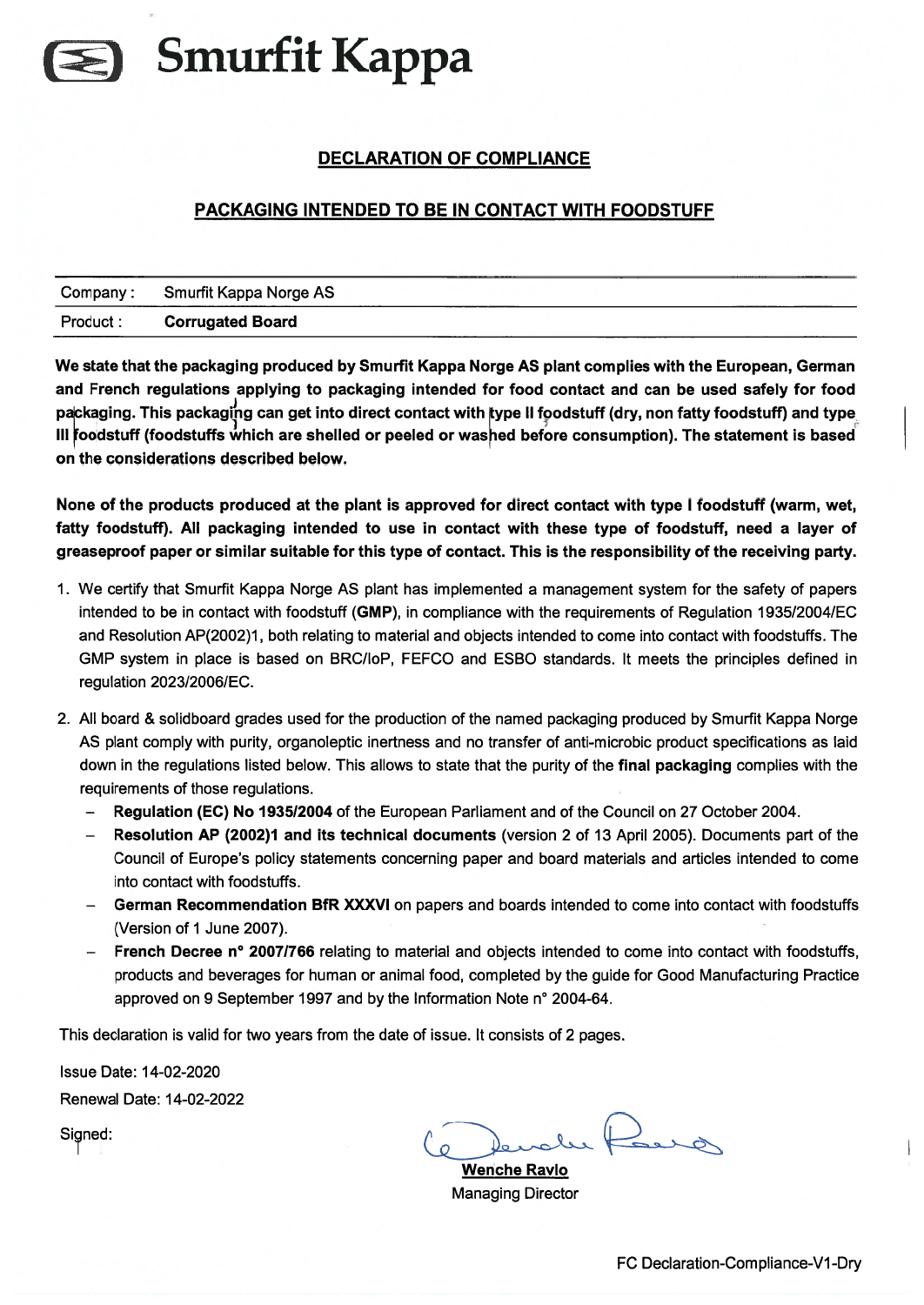# Smurfit Kappa

## DECLARATION OF COMPLIANCE

## PACKAGING INTENDED TO BE IN CONTACT WITH FOODSTUFF

| Company : | Smurfit Kappa Norge AS |
| --- | --- |
| Product : | **Corrugated Board** |

**We state that the packaging produced by Smurfit Kappa Norge AS plant complies with the European, German and French regulations applying to packaging intended for food contact and can be used safely for food packaging. This packaging can get into direct contact with type II foodstuff (dry, non fatty foodstuff) and type III foodstuff (foodstuffs which are shelled or peeled or washed before consumption). The statement is based on the considerations described below.**

**None of the products produced at the plant is approved for direct contact with type I foodstuff (warm, wet, fatty foodstuff). All packaging intended to use in contact with these type of foodstuff, need a layer of greaseproof paper or similar suitable for this type of contact. This is the responsibility of the receiving party.**

1. We certify that Smurfit Kappa Norge AS plant has implemented a management system for the safety of papers intended to be in contact with foodstuff (**GMP**), in compliance with the requirements of Regulation 1935/2004/EC and Resolution AP(2002)1, both relating to material and objects intended to come into contact with foodstuffs. The GMP system in place is based on BRC/IoP, FEFCO and ESBO standards. It meets the principles defined in regulation 2023/2006/EC.

2. All board & solidboard grades used for the production of the named packaging produced by Smurfit Kappa Norge AS plant comply with purity, organoleptic inertness and no transfer of anti-microbic product specifications as laid down in the regulations listed below. This allows to state that the purity of the **final packaging** complies with the requirements of those regulations.
   - **Regulation (EC) No 1935/2004** of the European Parliament and of the Council on 27 October 2004.
   - **Resolution AP (2002)1 and its technical documents** (version 2 of 13 April 2005). Documents part of the Council of Europe's policy statements concerning paper and board materials and articles intended to come into contact with foodstuffs.
   - **German Recommendation BfR XXXVI** on papers and boards intended to come into contact with foodstuffs (Version of 1 June 2007).
   - **French Decree n° 2007/766** relating to material and objects intended to come into contact with foodstuffs, products and beverages for human or animal food, completed by the guide for Good Manufacturing Practice approved on 9 September 1997 and by the Information Note n° 2004-64.

This declaration is valid for two years from the date of issue. It consists of 2 pages.

Issue Date: 14-02-2020

Renewal Date: 14-02-2022

Signed:

**Wenche Ravlo**
Managing Director

FC Declaration-Compliance-V1-Dry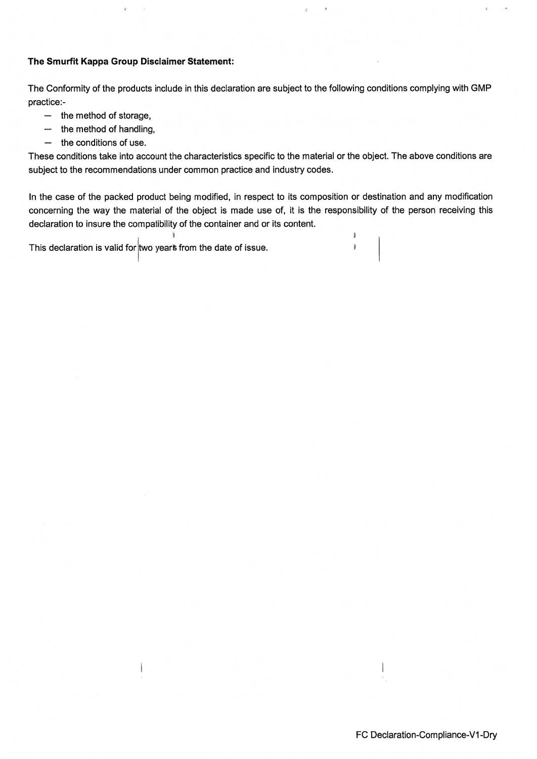**The Smurfit Kappa Group Disclaimer Statement:**

The Conformity of the products include in this declaration are subject to the following conditions complying with GMP practice:-

- the method of storage,
- the method of handling,
- the conditions of use.

These conditions take into account the characteristics specific to the material or the object. The above conditions are subject to the recommendations under common practice and industry codes.

In the case of the packed product being modified, in respect to its composition or destination and any modification concerning the way the material of the object is made use of, it is the responsibility of the person receiving this declaration to insure the compatibility of the container and or its content.

This declaration is valid for two years from the date of issue.

FC Declaration-Compliance-V1-Dry